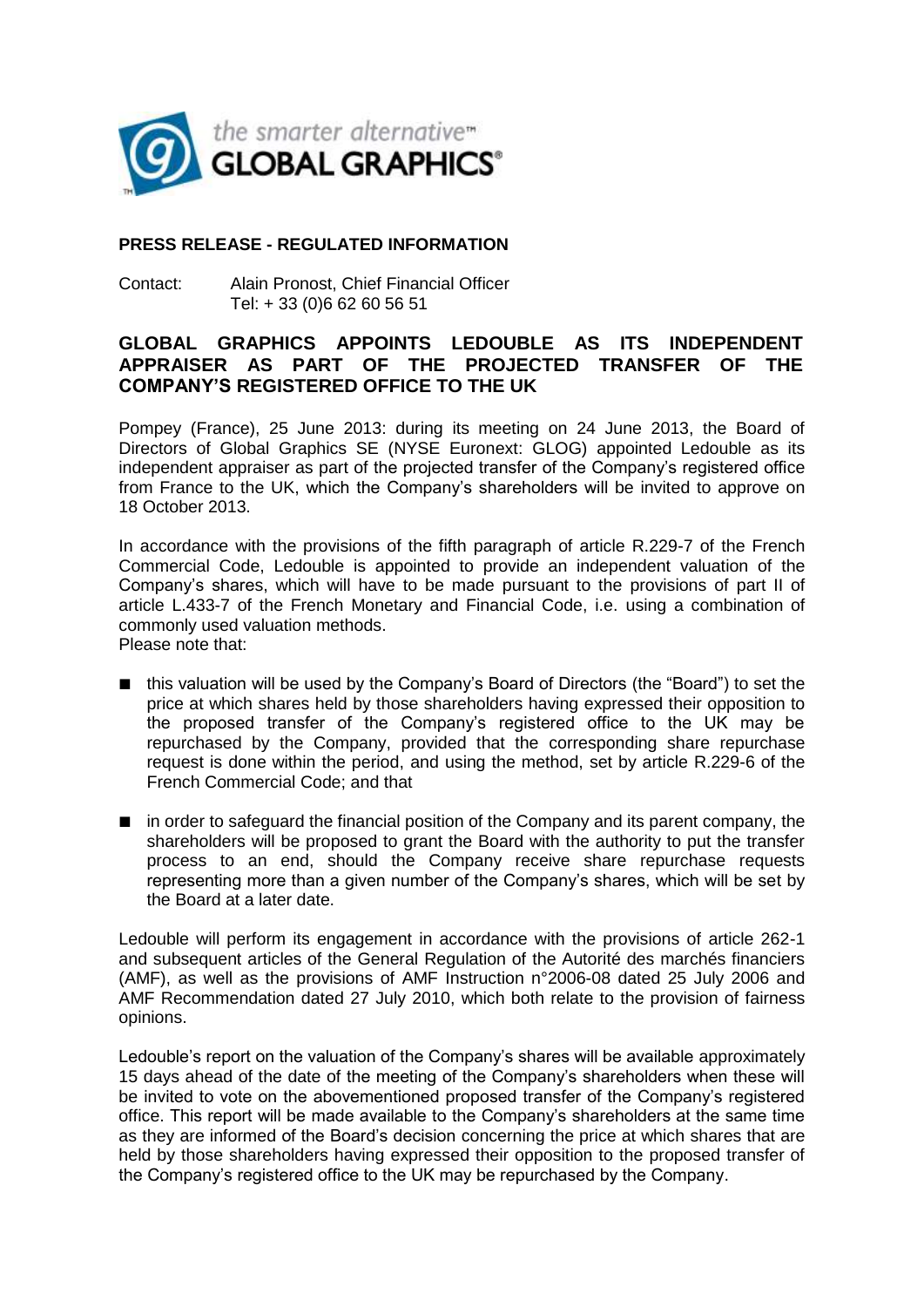**PRESS RELEASE - REGULATED INFORMATION**

Contact: Alain Pronost, Chief Financial Officer
Tel: + 33 (0)6 62 60 56 51

# GLOBAL GRAPHICS APPOINTS LEDOUBLE AS ITS INDEPENDENT APPRAISER AS PART OF THE PROJECTED TRANSFER OF THE COMPANY'S REGISTERED OFFICE TO THE UK

Pompey (France), 25 June 2013: during its meeting on 24 June 2013, the Board of Directors of Global Graphics SE (NYSE Euronext: GLOG) appointed Ledouble as its independent appraiser as part of the projected transfer of the Company's registered office from France to the UK, which the Company's shareholders will be invited to approve on 18 October 2013.

In accordance with the provisions of the fifth paragraph of article R.229-7 of the French Commercial Code, Ledouble is appointed to provide an independent valuation of the Company's shares, which will have to be made pursuant to the provisions of part II of article L.433-7 of the French Monetary and Financial Code, i.e. using a combination of commonly used valuation methods.
Please note that:

- this valuation will be used by the Company's Board of Directors (the "Board") to set the price at which shares held by those shareholders having expressed their opposition to the proposed transfer of the Company's registered office to the UK may be repurchased by the Company, provided that the corresponding share repurchase request is done within the period, and using the method, set by article R.229-6 of the French Commercial Code; and that

- in order to safeguard the financial position of the Company and its parent company, the shareholders will be proposed to grant the Board with the authority to put the transfer process to an end, should the Company receive share repurchase requests representing more than a given number of the Company's shares, which will be set by the Board at a later date.

Ledouble will perform its engagement in accordance with the provisions of article 262-1 and subsequent articles of the General Regulation of the Autorité des marchés financiers (AMF), as well as the provisions of AMF Instruction n°2006-08 dated 25 July 2006 and AMF Recommendation dated 27 July 2010, which both relate to the provision of fairness opinions.

Ledouble's report on the valuation of the Company's shares will be available approximately 15 days ahead of the date of the meeting of the Company's shareholders when these will be invited to vote on the abovementioned proposed transfer of the Company's registered office. This report will be made available to the Company's shareholders at the same time as they are informed of the Board's decision concerning the price at which shares that are held by those shareholders having expressed their opposition to the proposed transfer of the Company's registered office to the UK may be repurchased by the Company.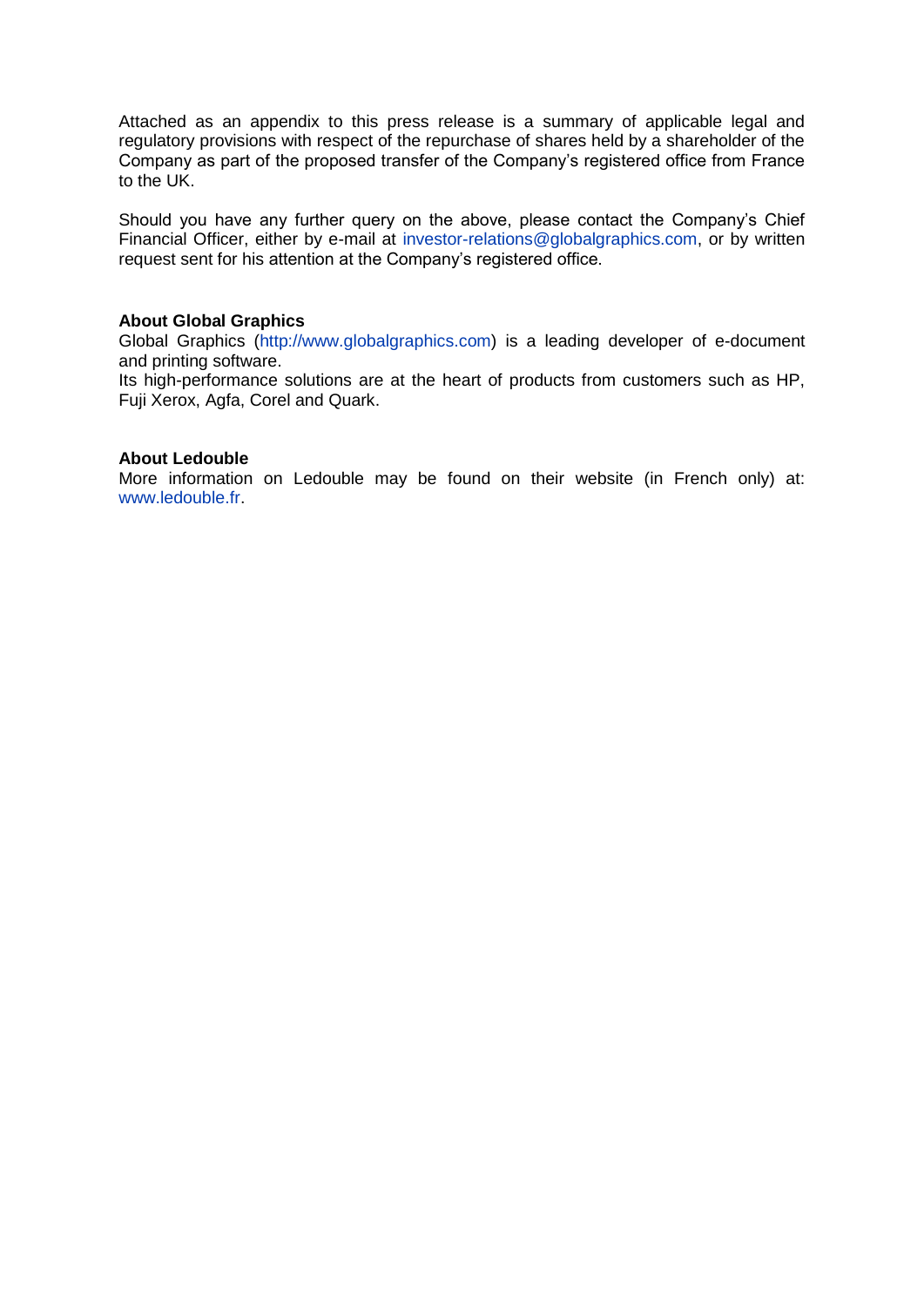Attached as an appendix to this press release is a summary of applicable legal and regulatory provisions with respect of the repurchase of shares held by a shareholder of the Company as part of the proposed transfer of the Company's registered office from France to the UK.

Should you have any further query on the above, please contact the Company's Chief Financial Officer, either by e-mail at investor-relations@globalgraphics.com, or by written request sent for his attention at the Company's registered office.

**About Global Graphics**

Global Graphics (http://www.globalgraphics.com) is a leading developer of e-document and printing software.

Its high-performance solutions are at the heart of products from customers such as HP, Fuji Xerox, Agfa, Corel and Quark.

**About Ledouble**

More information on Ledouble may be found on their website (in French only) at: www.ledouble.fr.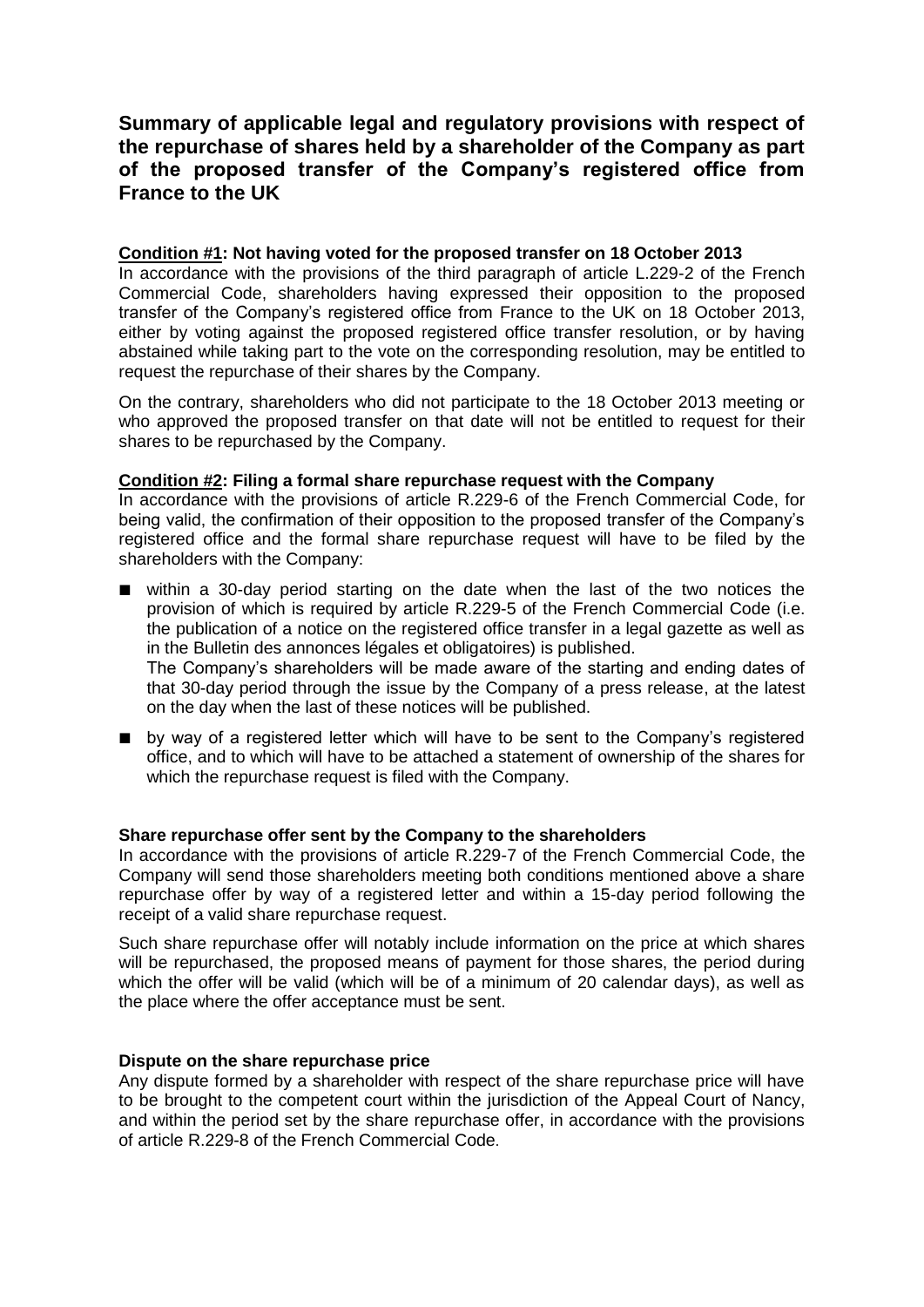# Summary of applicable legal and regulatory provisions with respect of the repurchase of shares held by a shareholder of the Company as part of the proposed transfer of the Company's registered office from France to the UK

**<u>Condition #1</u>: Not having voted for the proposed transfer on 18 October 2013**

In accordance with the provisions of the third paragraph of article L.229-2 of the French Commercial Code, shareholders having expressed their opposition to the proposed transfer of the Company's registered office from France to the UK on 18 October 2013, either by voting against the proposed registered office transfer resolution, or by having abstained while taking part to the vote on the corresponding resolution, may be entitled to request the repurchase of their shares by the Company.

On the contrary, shareholders who did not participate to the 18 October 2013 meeting or who approved the proposed transfer on that date will not be entitled to request for their shares to be repurchased by the Company.

**<u>Condition #2</u>: Filing a formal share repurchase request with the Company**

In accordance with the provisions of article R.229-6 of the French Commercial Code, for being valid, the confirmation of their opposition to the proposed transfer of the Company's registered office and the formal share repurchase request will have to be filed by the shareholders with the Company:

- within a 30-day period starting on the date when the last of the two notices the provision of which is required by article R.229-5 of the French Commercial Code (i.e. the publication of a notice on the registered office transfer in a legal gazette as well as in the Bulletin des annonces légales et obligatoires) is published.
  The Company's shareholders will be made aware of the starting and ending dates of that 30-day period through the issue by the Company of a press release, at the latest on the day when the last of these notices will be published.
- by way of a registered letter which will have to be sent to the Company's registered office, and to which will have to be attached a statement of ownership of the shares for which the repurchase request is filed with the Company.

**Share repurchase offer sent by the Company to the shareholders**

In accordance with the provisions of article R.229-7 of the French Commercial Code, the Company will send those shareholders meeting both conditions mentioned above a share repurchase offer by way of a registered letter and within a 15-day period following the receipt of a valid share repurchase request.

Such share repurchase offer will notably include information on the price at which shares will be repurchased, the proposed means of payment for those shares, the period during which the offer will be valid (which will be of a minimum of 20 calendar days), as well as the place where the offer acceptance must be sent.

**Dispute on the share repurchase price**

Any dispute formed by a shareholder with respect of the share repurchase price will have to be brought to the competent court within the jurisdiction of the Appeal Court of Nancy, and within the period set by the share repurchase offer, in accordance with the provisions of article R.229-8 of the French Commercial Code.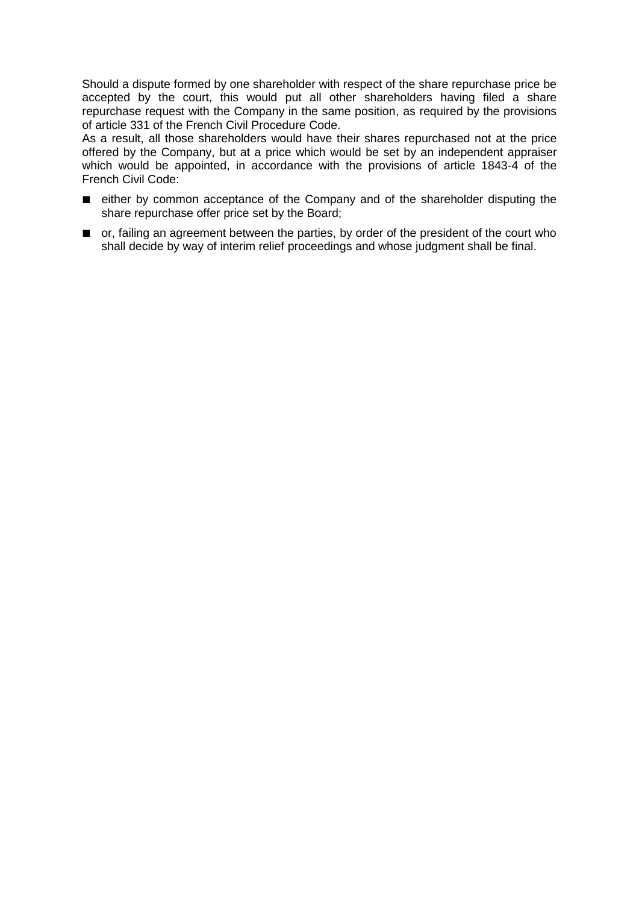Should a dispute formed by one shareholder with respect of the share repurchase price be accepted by the court, this would put all other shareholders having filed a share repurchase request with the Company in the same position, as required by the provisions of article 331 of the French Civil Procedure Code.

As a result, all those shareholders would have their shares repurchased not at the price offered by the Company, but at a price which would be set by an independent appraiser which would be appointed, in accordance with the provisions of article 1843-4 of the French Civil Code:

- either by common acceptance of the Company and of the shareholder disputing the share repurchase offer price set by the Board;
- or, failing an agreement between the parties, by order of the president of the court who shall decide by way of interim relief proceedings and whose judgment shall be final.